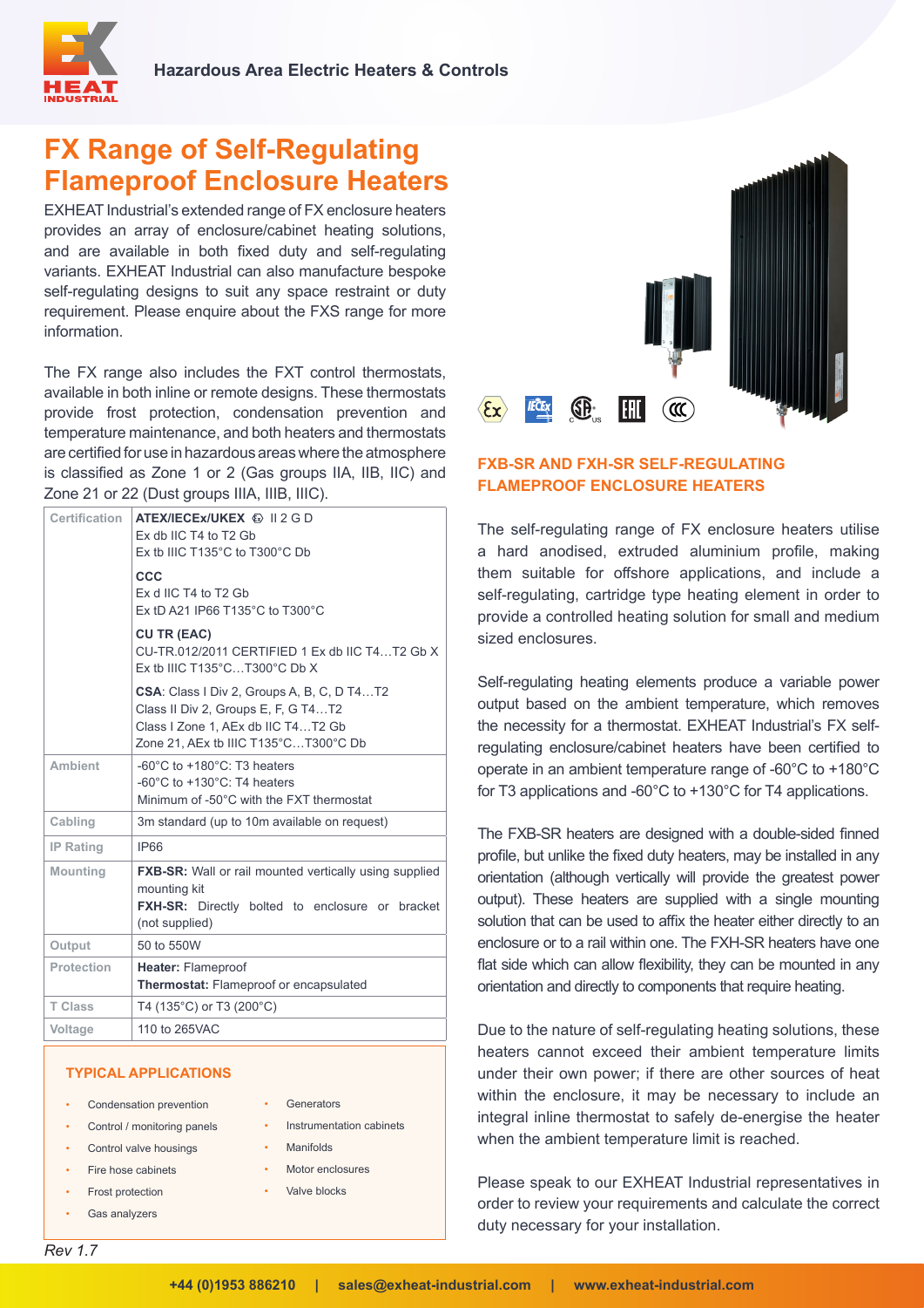# FX Range of Self-Regulating Flameproof Enclosure Heaters

EXHEAT Industrial's extended range of FX enclosure heaters provides an array of enclosure/cabinet heating solutions, and are available in both fixed duty and self-regulating variants. EXHEAT Industrial can also manufacture bespoke self-regulating designs to suit any space restraint or duty requirement. Please enquire about the FXS range for more information.

The FX range also includes the FXT control thermostats, available in both inline or remote designs. These thermostats provide frost protection, condensation prevention and temperature maintenance, and both heaters and thermostats are certified for use in hazardous areas where the atmosphere is classified as Zone 1 or 2 (Gas groups IIA, IIB, IIC) and Zone 21 or 22 (Dust groups IIIA, IIIB, IIIC).

| | |
|---|---|
| Certification | **ATEX/IECEx/UKEX** Ⓔ II 2 G D<br>Ex db IIC T4 to T2 Gb<br>Ex tb IIIC T135°C to T300°C Db<br><br>**CCC**<br>Ex d IIC T4 to T2 Gb<br>Ex tD A21 IP66 T135°C to T300°C<br><br>**CU TR (EAC)**<br>CU-TR.012/2011 CERTIFIED 1 Ex db IIC T4…T2 Gb X<br>Ex tb IIIC T135°C…T300°C Db X<br><br>**CSA**: Class I Div 2, Groups A, B, C, D T4…T2<br>Class II Div 2, Groups E, F, G T4…T2<br>Class I Zone 1, AEx db IIC T4…T2 Gb<br>Zone 21, AEx tb IIIC T135°C…T300°C Db |
| Ambient | -60°C to +180°C: T3 heaters<br>-60°C to +130°C: T4 heaters<br>Minimum of -50°C with the FXT thermostat |
| Cabling | 3m standard (up to 10m available on request) |
| IP Rating | IP66 |
| Mounting | **FXB-SR:** Wall or rail mounted vertically using supplied mounting kit<br>**FXH-SR:** Directly bolted to enclosure or bracket (not supplied) |
| Output | 50 to 550W |
| Protection | **Heater:** Flameproof<br>**Thermostat:** Flameproof or encapsulated |
| T Class | T4 (135°C) or T3 (200°C) |
| Voltage | 110 to 265VAC |

## TYPICAL APPLICATIONS

- Condensation prevention
- Control / monitoring panels
- Control valve housings
- Fire hose cabinets
- Frost protection
- Gas analyzers
- Generators
- Instrumentation cabinets
- Manifolds
- Motor enclosures
- Valve blocks

Rev 1.7

## FXB-SR AND FXH-SR SELF-REGULATING FLAMEPROOF ENCLOSURE HEATERS

The self-regulating range of FX enclosure heaters utilise a hard anodised, extruded aluminium profile, making them suitable for offshore applications, and include a self-regulating, cartridge type heating element in order to provide a controlled heating solution for small and medium sized enclosures.

Self-regulating heating elements produce a variable power output based on the ambient temperature, which removes the necessity for a thermostat. EXHEAT Industrial's FX self-regulating enclosure/cabinet heaters have been certified to operate in an ambient temperature range of -60°C to +180°C for T3 applications and -60°C to +130°C for T4 applications.

The FXB-SR heaters are designed with a double-sided finned profile, but unlike the fixed duty heaters, may be installed in any orientation (although vertically will provide the greatest power output). These heaters are supplied with a single mounting solution that can be used to affix the heater either directly to an enclosure or to a rail within one. The FXH-SR heaters have one flat side which can allow flexibility, they can be mounted in any orientation and directly to components that require heating.

Due to the nature of self-regulating heating solutions, these heaters cannot exceed their ambient temperature limits under their own power; if there are other sources of heat within the enclosure, it may be necessary to include an integral inline thermostat to safely de-energise the heater when the ambient temperature limit is reached.

Please speak to our EXHEAT Industrial representatives in order to review your requirements and calculate the correct duty necessary for your installation.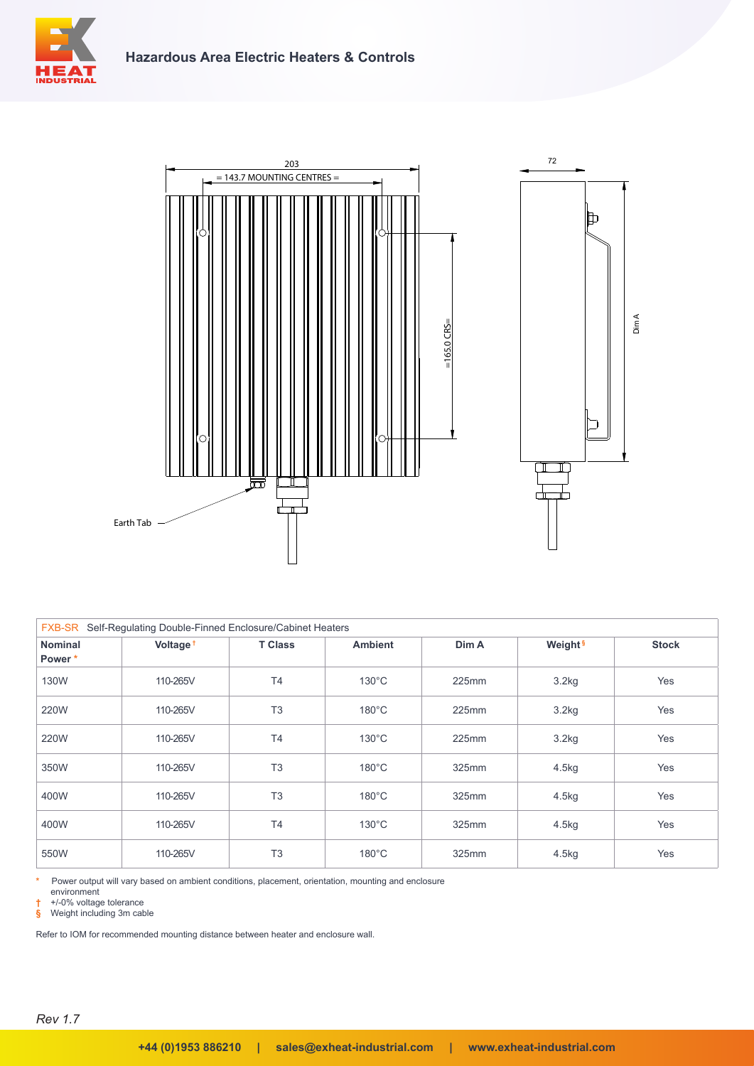203

= 143.7 MOUNTING CENTRES =

=165.0 CRS=

Earth Tab

72

Dim A

| FXB-SR Self-Regulating Double-Finned Enclosure/Cabinet Heaters | | | | | | |
|---|---|---|---|---|---|---|
| **Nominal Power** * | **Voltage** † | **T Class** | **Ambient** | **Dim A** | **Weight** § | **Stock** |
| 130W | 110-265V | T4 | 130°C | 225mm | 3.2kg | Yes |
| 220W | 110-265V | T3 | 180°C | 225mm | 3.2kg | Yes |
| 220W | 110-265V | T4 | 130°C | 225mm | 3.2kg | Yes |
| 350W | 110-265V | T3 | 180°C | 325mm | 4.5kg | Yes |
| 400W | 110-265V | T3 | 180°C | 325mm | 4.5kg | Yes |
| 400W | 110-265V | T4 | 130°C | 325mm | 4.5kg | Yes |
| 550W | 110-265V | T3 | 180°C | 325mm | 4.5kg | Yes |

\* Power output will vary based on ambient conditions, placement, orientation, mounting and enclosure environment

† +/-0% voltage tolerance

§ Weight including 3m cable

Refer to IOM for recommended mounting distance between heater and enclosure wall.

*Rev 1.7*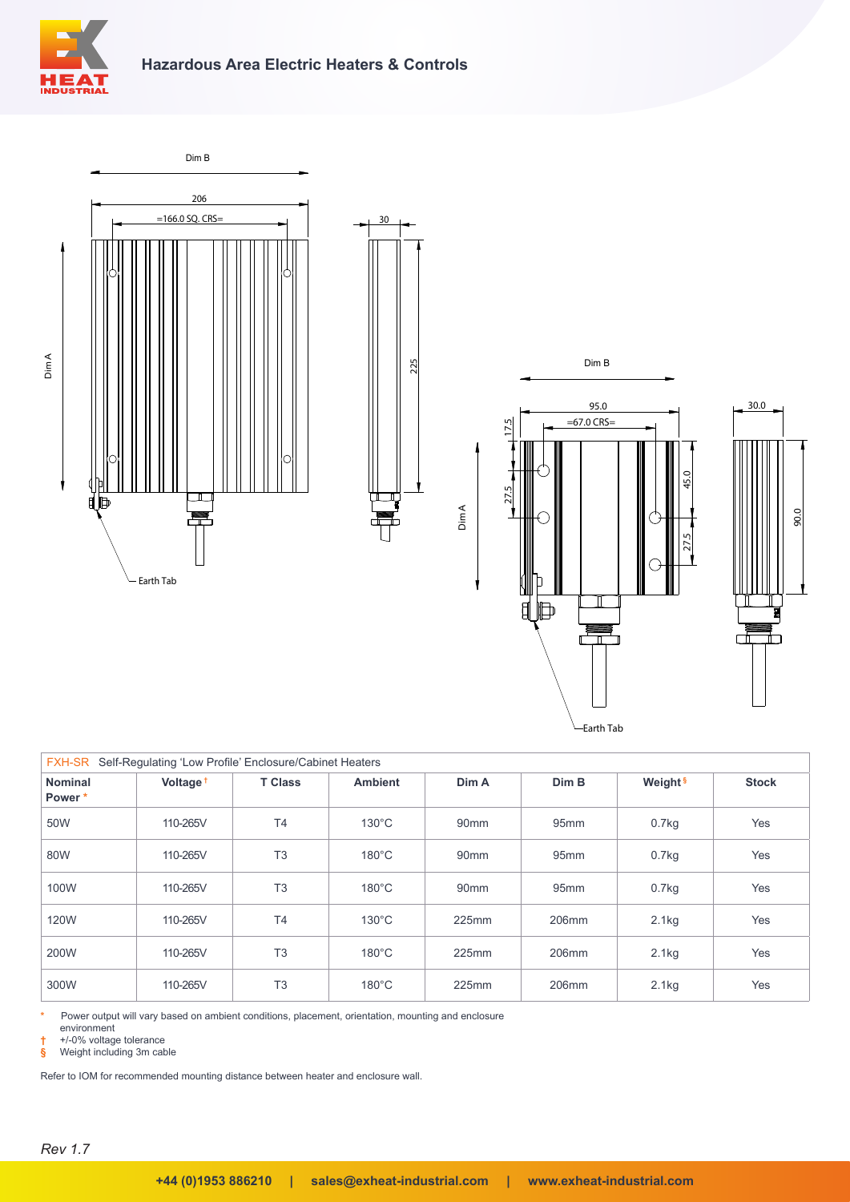FXH-SR Self-Regulating 'Low Profile' Enclosure/Cabinet Heaters

| Nominal Power * | Voltage † | T Class | Ambient | Dim A | Dim B | Weight § | Stock |
|---|---|---|---|---|---|---|---|
| 50W | 110-265V | T4 | 130°C | 90mm | 95mm | 0.7kg | Yes |
| 80W | 110-265V | T3 | 180°C | 90mm | 95mm | 0.7kg | Yes |
| 100W | 110-265V | T3 | 180°C | 90mm | 95mm | 0.7kg | Yes |
| 120W | 110-265V | T4 | 130°C | 225mm | 206mm | 2.1kg | Yes |
| 200W | 110-265V | T3 | 180°C | 225mm | 206mm | 2.1kg | Yes |
| 300W | 110-265V | T3 | 180°C | 225mm | 206mm | 2.1kg | Yes |

\* Power output will vary based on ambient conditions, placement, orientation, mounting and enclosure environment

† +/-0% voltage tolerance

§ Weight including 3m cable

Refer to IOM for recommended mounting distance between heater and enclosure wall.

*Rev 1.7*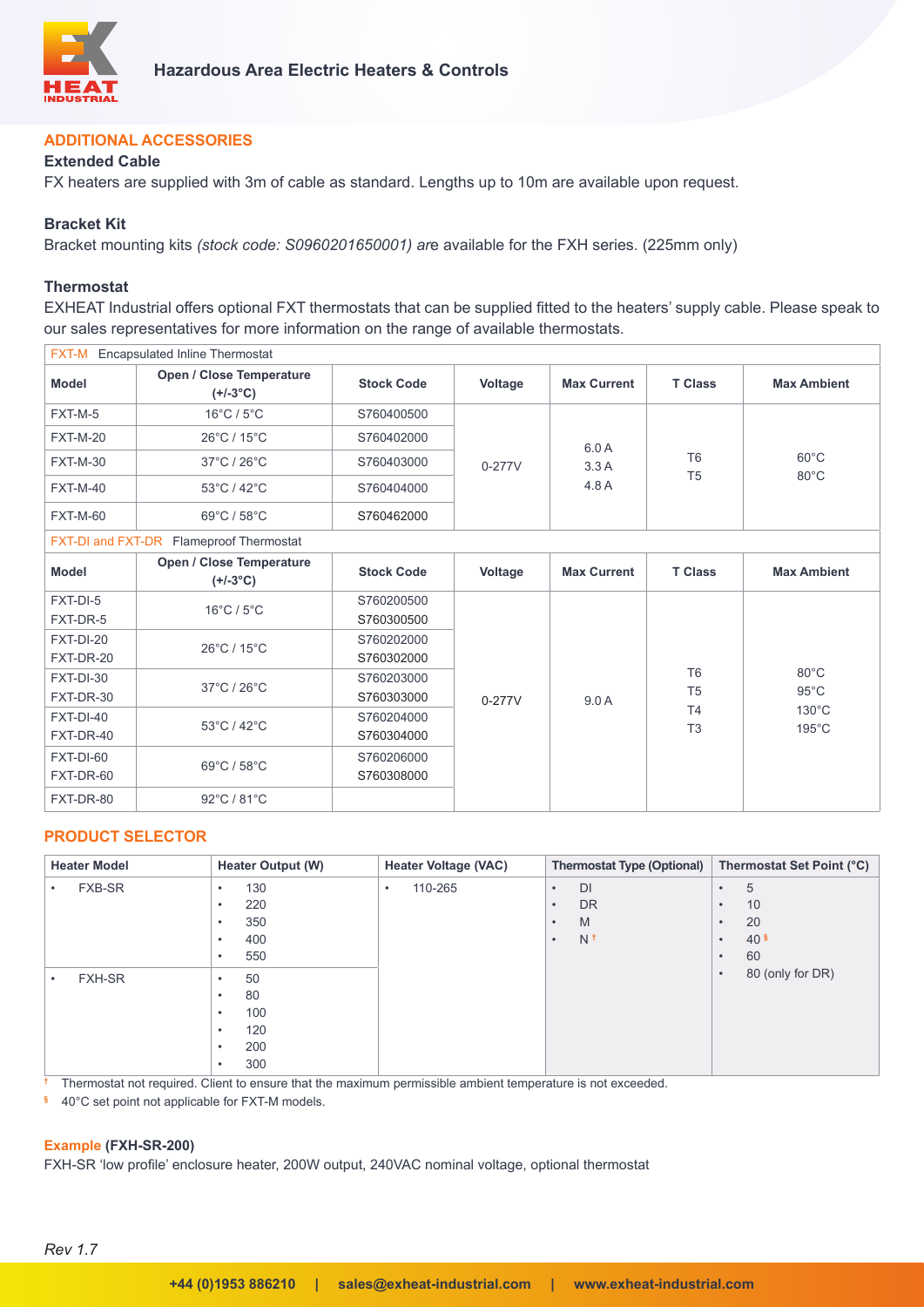## ADDITIONAL ACCESSORIES

### Extended Cable

FX heaters are supplied with 3m of cable as standard. Lengths up to 10m are available upon request.

### Bracket Kit

Bracket mounting kits *(stock code: S0960201650001) ar*e available for the FXH series. (225mm only)

### Thermostat

EXHEAT Industrial offers optional FXT thermostats that can be supplied fitted to the heaters' supply cable. Please speak to our sales representatives for more information on the range of available thermostats.

**FXT-M** Encapsulated Inline Thermostat

| Model | Open / Close Temperature (+/-3°C) | Stock Code | Voltage | Max Current | T Class | Max Ambient |
|---|---|---|---|---|---|---|
| FXT-M-5 | 16°C / 5°C | S760400500 | 0-277V | 6.0 A<br>3.3 A<br>4.8 A | T6<br>T5 | 60°C<br>80°C |
| FXT-M-20 | 26°C / 15°C | S760402000 | | | | |
| FXT-M-30 | 37°C / 26°C | S760403000 | | | | |
| FXT-M-40 | 53°C / 42°C | S760404000 | | | | |
| FXT-M-60 | 69°C / 58°C | S760462000 | | | | |

**FXT-DI and FXT-DR** Flameproof Thermostat

| Model | Open / Close Temperature (+/-3°C) | Stock Code | Voltage | Max Current | T Class | Max Ambient |
|---|---|---|---|---|---|---|
| FXT-DI-5<br>FXT-DR-5 | 16°C / 5°C | S760200500<br>S760300500 | 0-277V | 9.0 A | T6<br>T5<br>T4<br>T3 | 80°C<br>95°C<br>130°C<br>195°C |
| FXT-DI-20<br>FXT-DR-20 | 26°C / 15°C | S760202000<br>S760302000 | | | | |
| FXT-DI-30<br>FXT-DR-30 | 37°C / 26°C | S760203000<br>S760303000 | | | | |
| FXT-DI-40<br>FXT-DR-40 | 53°C / 42°C | S760204000<br>S760304000 | | | | |
| FXT-DI-60<br>FXT-DR-60 | 69°C / 58°C | S760206000<br>S760308000 | | | | |
| FXT-DR-80 | 92°C / 81°C | | | | | |

## PRODUCT SELECTOR

| Heater Model | Heater Output (W) | Heater Voltage (VAC) | Thermostat Type (Optional) | Thermostat Set Point (°C) |
|---|---|---|---|---|
| • FXB-SR | • 130<br>• 220<br>• 350<br>• 400<br>• 550 | • 110-265 | • DI<br>• DR<br>• M<br>• N [†] | • 5<br>• 10<br>• 20<br>• 40 [§]<br>• 60<br>• 80 (only for DR) |
| • FXH-SR | • 50<br>• 80<br>• 100<br>• 120<br>• 200<br>• 300 | | | |

[†] Thermostat not required. Client to ensure that the maximum permissible ambient temperature is not exceeded.

[§] 40°C set point not applicable for FXT-M models.

**Example (FXH-SR-200)**

FXH-SR 'low profile' enclosure heater, 200W output, 240VAC nominal voltage, optional thermostat

*Rev 1.7*